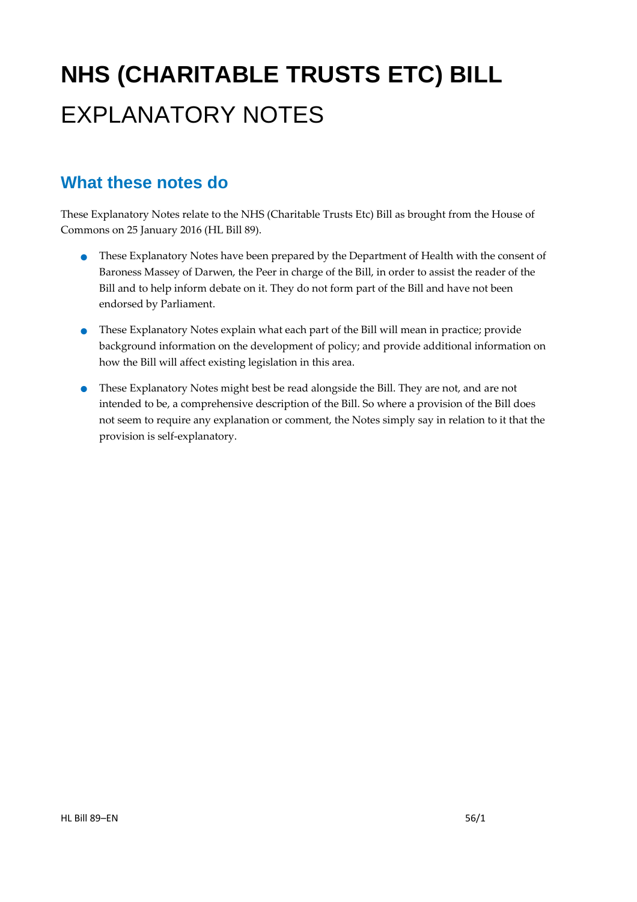# NHS (CHARITABLE TRUSTS ETC) BILL

# EXPLANATORY NOTES

## What these notes do

These Explanatory Notes relate to the NHS (Charitable Trusts Etc) Bill as brought from the House of Commons on 25 January 2016 (HL Bill 89).

- These Explanatory Notes have been prepared by the Department of Health with the consent of Baroness Massey of Darwen, the Peer in charge of the Bill, in order to assist the reader of the Bill and to help inform debate on it. They do not form part of the Bill and have not been endorsed by Parliament.
- These Explanatory Notes explain what each part of the Bill will mean in practice; provide background information on the development of policy; and provide additional information on how the Bill will affect existing legislation in this area.
- These Explanatory Notes might best be read alongside the Bill. They are not, and are not intended to be, a comprehensive description of the Bill. So where a provision of the Bill does not seem to require any explanation or comment, the Notes simply say in relation to it that the provision is self-explanatory.

HL Bill 89–EN 56/1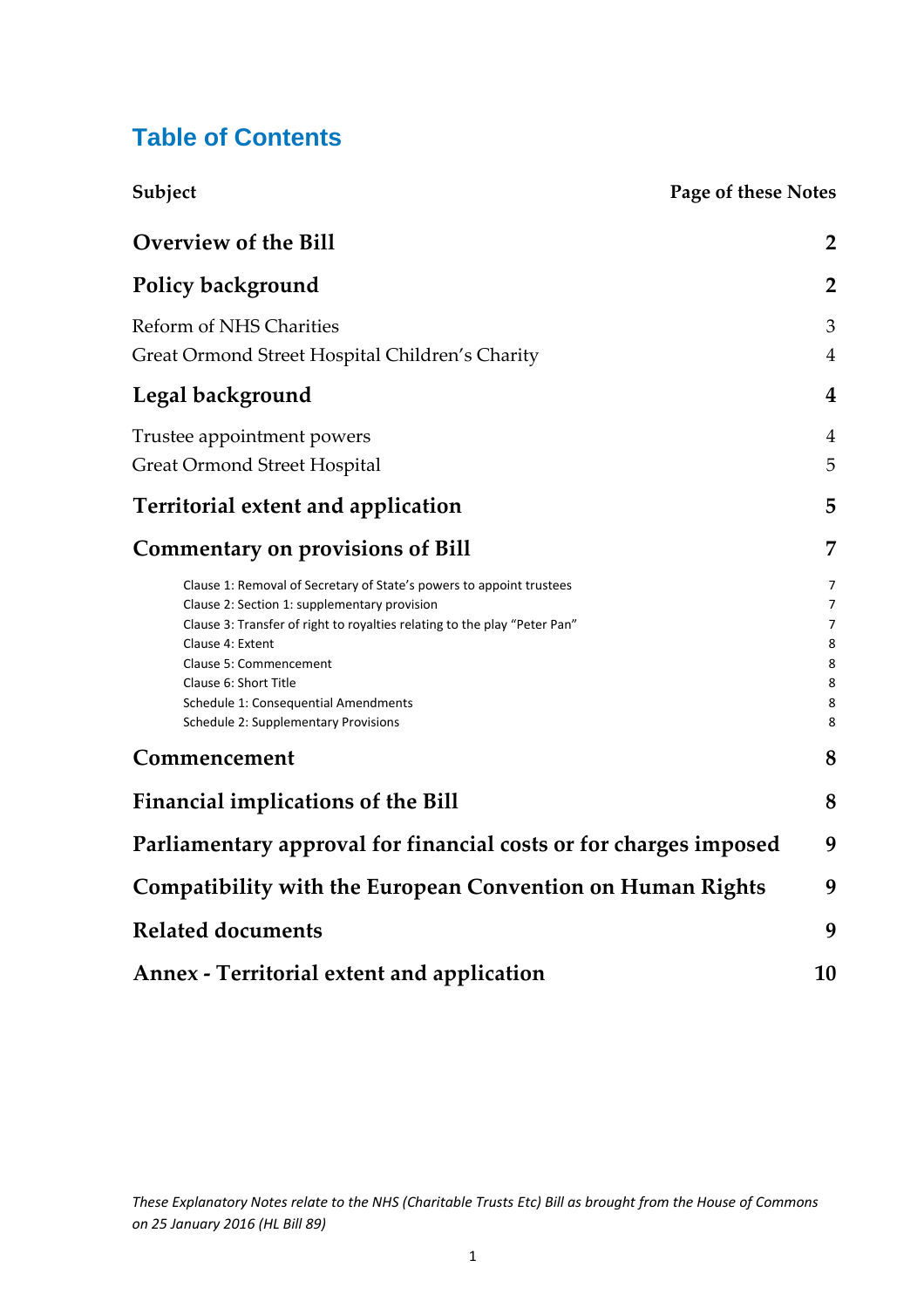# Table of Contents

| Subject | Page of these Notes |
|---|---|
| **Overview of the Bill** | **2** |
| **Policy background** | **2** |
| Reform of NHS Charities | 3 |
| Great Ormond Street Hospital Children's Charity | 4 |
| **Legal background** | **4** |
| Trustee appointment powers | 4 |
| Great Ormond Street Hospital | 5 |
| **Territorial extent and application** | **5** |
| **Commentary on provisions of Bill** | **7** |
| Clause 1: Removal of Secretary of State's powers to appoint trustees | 7 |
| Clause 2: Section 1: supplementary provision | 7 |
| Clause 3: Transfer of right to royalties relating to the play "Peter Pan" | 7 |
| Clause 4: Extent | 8 |
| Clause 5: Commencement | 8 |
| Clause 6: Short Title | 8 |
| Schedule 1: Consequential Amendments | 8 |
| Schedule 2: Supplementary Provisions | 8 |
| **Commencement** | **8** |
| **Financial implications of the Bill** | **8** |
| **Parliamentary approval for financial costs or for charges imposed** | **9** |
| **Compatibility with the European Convention on Human Rights** | **9** |
| **Related documents** | **9** |
| **Annex - Territorial extent and application** | **10** |

*These Explanatory Notes relate to the NHS (Charitable Trusts Etc) Bill as brought from the House of Commons on 25 January 2016 (HL Bill 89)*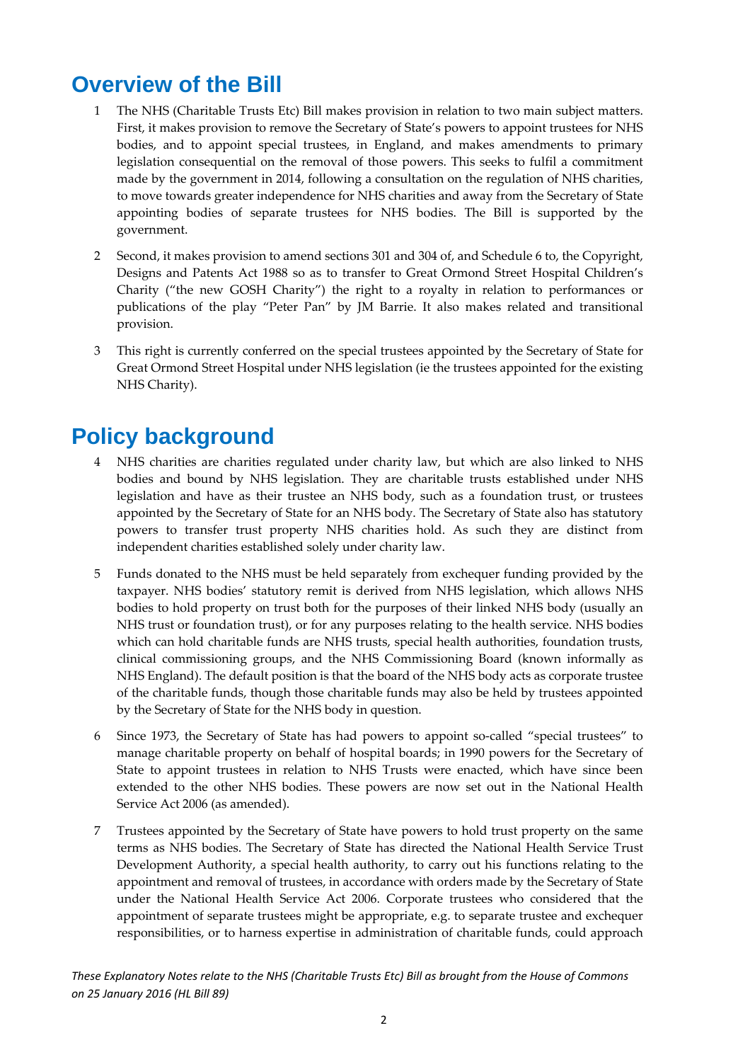# Overview of the Bill

1 The NHS (Charitable Trusts Etc) Bill makes provision in relation to two main subject matters. First, it makes provision to remove the Secretary of State's powers to appoint trustees for NHS bodies, and to appoint special trustees, in England, and makes amendments to primary legislation consequential on the removal of those powers. This seeks to fulfil a commitment made by the government in 2014, following a consultation on the regulation of NHS charities, to move towards greater independence for NHS charities and away from the Secretary of State appointing bodies of separate trustees for NHS bodies. The Bill is supported by the government.

2 Second, it makes provision to amend sections 301 and 304 of, and Schedule 6 to, the Copyright, Designs and Patents Act 1988 so as to transfer to Great Ormond Street Hospital Children's Charity ("the new GOSH Charity") the right to a royalty in relation to performances or publications of the play "Peter Pan" by JM Barrie. It also makes related and transitional provision.

3 This right is currently conferred on the special trustees appointed by the Secretary of State for Great Ormond Street Hospital under NHS legislation (ie the trustees appointed for the existing NHS Charity).

# Policy background

4 NHS charities are charities regulated under charity law, but which are also linked to NHS bodies and bound by NHS legislation. They are charitable trusts established under NHS legislation and have as their trustee an NHS body, such as a foundation trust, or trustees appointed by the Secretary of State for an NHS body. The Secretary of State also has statutory powers to transfer trust property NHS charities hold. As such they are distinct from independent charities established solely under charity law.

5 Funds donated to the NHS must be held separately from exchequer funding provided by the taxpayer. NHS bodies' statutory remit is derived from NHS legislation, which allows NHS bodies to hold property on trust both for the purposes of their linked NHS body (usually an NHS trust or foundation trust), or for any purposes relating to the health service. NHS bodies which can hold charitable funds are NHS trusts, special health authorities, foundation trusts, clinical commissioning groups, and the NHS Commissioning Board (known informally as NHS England). The default position is that the board of the NHS body acts as corporate trustee of the charitable funds, though those charitable funds may also be held by trustees appointed by the Secretary of State for the NHS body in question.

6 Since 1973, the Secretary of State has had powers to appoint so-called "special trustees" to manage charitable property on behalf of hospital boards; in 1990 powers for the Secretary of State to appoint trustees in relation to NHS Trusts were enacted, which have since been extended to the other NHS bodies. These powers are now set out in the National Health Service Act 2006 (as amended).

7 Trustees appointed by the Secretary of State have powers to hold trust property on the same terms as NHS bodies. The Secretary of State has directed the National Health Service Trust Development Authority, a special health authority, to carry out his functions relating to the appointment and removal of trustees, in accordance with orders made by the Secretary of State under the National Health Service Act 2006. Corporate trustees who considered that the appointment of separate trustees might be appropriate, e.g. to separate trustee and exchequer responsibilities, or to harness expertise in administration of charitable funds, could approach

*These Explanatory Notes relate to the NHS (Charitable Trusts Etc) Bill as brought from the House of Commons on 25 January 2016 (HL Bill 89)*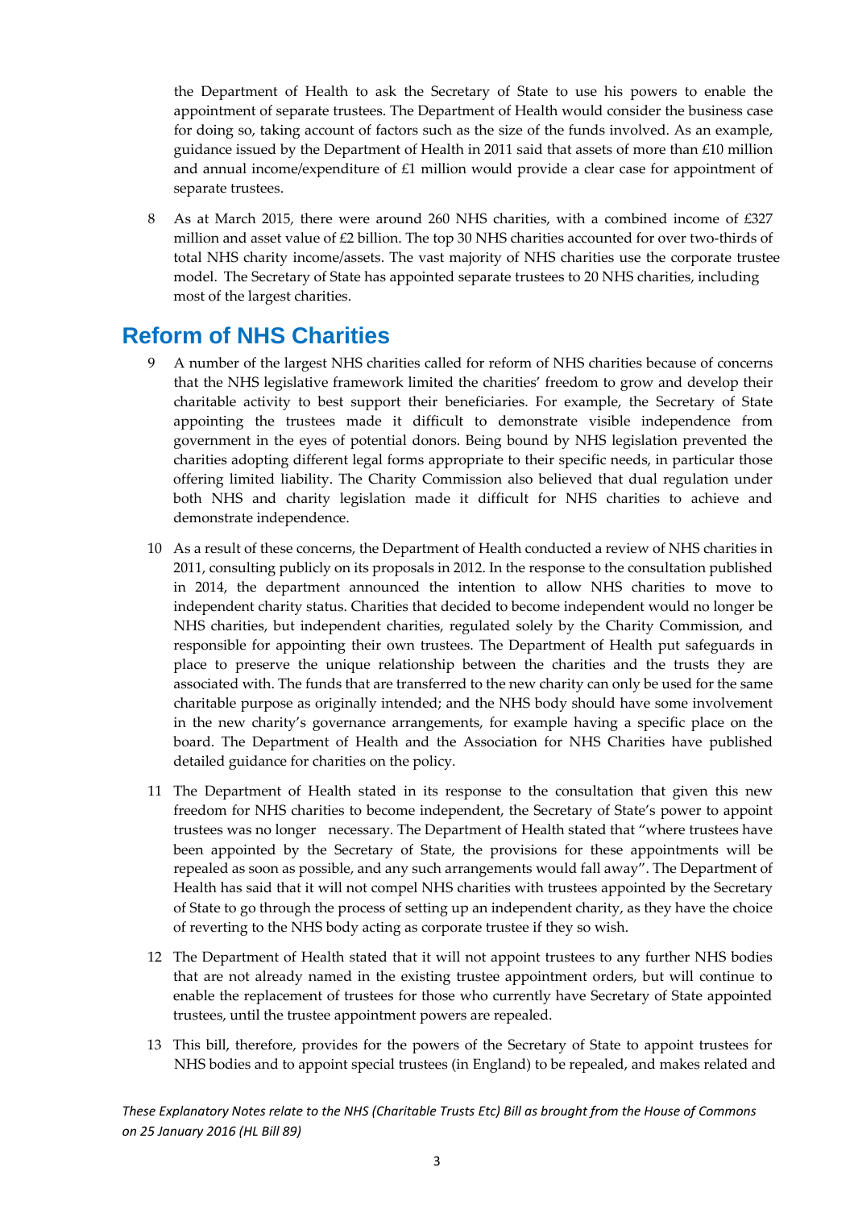the Department of Health to ask the Secretary of State to use his powers to enable the appointment of separate trustees. The Department of Health would consider the business case for doing so, taking account of factors such as the size of the funds involved. As an example, guidance issued by the Department of Health in 2011 said that assets of more than £10 million and annual income/expenditure of £1 million would provide a clear case for appointment of separate trustees.

8 As at March 2015, there were around 260 NHS charities, with a combined income of £327 million and asset value of £2 billion. The top 30 NHS charities accounted for over two-thirds of total NHS charity income/assets. The vast majority of NHS charities use the corporate trustee model. The Secretary of State has appointed separate trustees to 20 NHS charities, including most of the largest charities.

## Reform of NHS Charities

9 A number of the largest NHS charities called for reform of NHS charities because of concerns that the NHS legislative framework limited the charities' freedom to grow and develop their charitable activity to best support their beneficiaries. For example, the Secretary of State appointing the trustees made it difficult to demonstrate visible independence from government in the eyes of potential donors. Being bound by NHS legislation prevented the charities adopting different legal forms appropriate to their specific needs, in particular those offering limited liability. The Charity Commission also believed that dual regulation under both NHS and charity legislation made it difficult for NHS charities to achieve and demonstrate independence.

10 As a result of these concerns, the Department of Health conducted a review of NHS charities in 2011, consulting publicly on its proposals in 2012. In the response to the consultation published in 2014, the department announced the intention to allow NHS charities to move to independent charity status. Charities that decided to become independent would no longer be NHS charities, but independent charities, regulated solely by the Charity Commission, and responsible for appointing their own trustees. The Department of Health put safeguards in place to preserve the unique relationship between the charities and the trusts they are associated with. The funds that are transferred to the new charity can only be used for the same charitable purpose as originally intended; and the NHS body should have some involvement in the new charity's governance arrangements, for example having a specific place on the board. The Department of Health and the Association for NHS Charities have published detailed guidance for charities on the policy.

11 The Department of Health stated in its response to the consultation that given this new freedom for NHS charities to become independent, the Secretary of State's power to appoint trustees was no longer necessary. The Department of Health stated that "where trustees have been appointed by the Secretary of State, the provisions for these appointments will be repealed as soon as possible, and any such arrangements would fall away". The Department of Health has said that it will not compel NHS charities with trustees appointed by the Secretary of State to go through the process of setting up an independent charity, as they have the choice of reverting to the NHS body acting as corporate trustee if they so wish.

12 The Department of Health stated that it will not appoint trustees to any further NHS bodies that are not already named in the existing trustee appointment orders, but will continue to enable the replacement of trustees for those who currently have Secretary of State appointed trustees, until the trustee appointment powers are repealed.

13 This bill, therefore, provides for the powers of the Secretary of State to appoint trustees for NHS bodies and to appoint special trustees (in England) to be repealed, and makes related and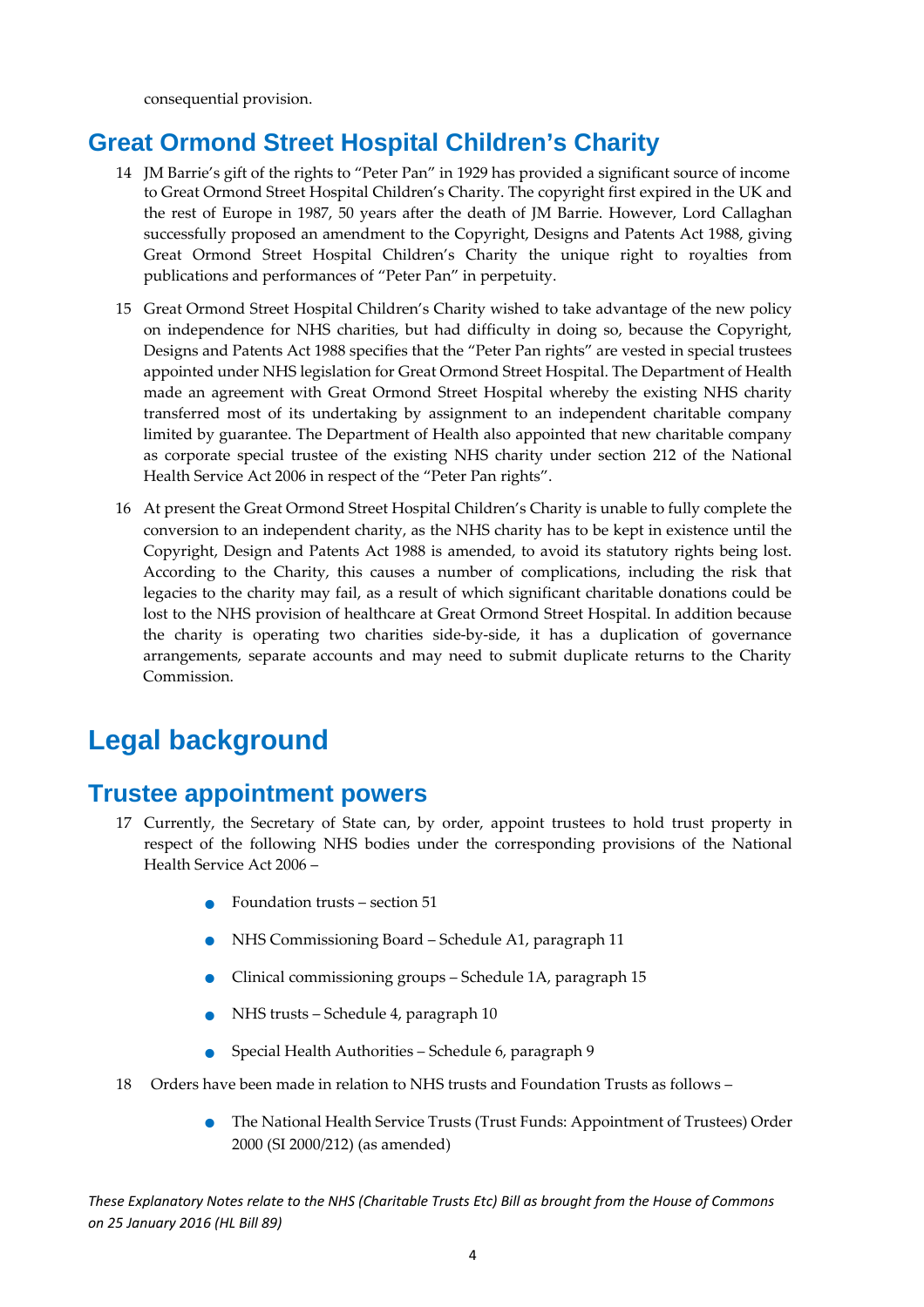consequential provision.

## Great Ormond Street Hospital Children's Charity

14 JM Barrie's gift of the rights to "Peter Pan" in 1929 has provided a significant source of income to Great Ormond Street Hospital Children's Charity. The copyright first expired in the UK and the rest of Europe in 1987, 50 years after the death of JM Barrie. However, Lord Callaghan successfully proposed an amendment to the Copyright, Designs and Patents Act 1988, giving Great Ormond Street Hospital Children's Charity the unique right to royalties from publications and performances of "Peter Pan" in perpetuity.

15 Great Ormond Street Hospital Children's Charity wished to take advantage of the new policy on independence for NHS charities, but had difficulty in doing so, because the Copyright, Designs and Patents Act 1988 specifies that the "Peter Pan rights" are vested in special trustees appointed under NHS legislation for Great Ormond Street Hospital. The Department of Health made an agreement with Great Ormond Street Hospital whereby the existing NHS charity transferred most of its undertaking by assignment to an independent charitable company limited by guarantee. The Department of Health also appointed that new charitable company as corporate special trustee of the existing NHS charity under section 212 of the National Health Service Act 2006 in respect of the "Peter Pan rights".

16 At present the Great Ormond Street Hospital Children's Charity is unable to fully complete the conversion to an independent charity, as the NHS charity has to be kept in existence until the Copyright, Design and Patents Act 1988 is amended, to avoid its statutory rights being lost. According to the Charity, this causes a number of complications, including the risk that legacies to the charity may fail, as a result of which significant charitable donations could be lost to the NHS provision of healthcare at Great Ormond Street Hospital. In addition because the charity is operating two charities side-by-side, it has a duplication of governance arrangements, separate accounts and may need to submit duplicate returns to the Charity Commission.

# Legal background

## Trustee appointment powers

17 Currently, the Secretary of State can, by order, appoint trustees to hold trust property in respect of the following NHS bodies under the corresponding provisions of the National Health Service Act 2006 –

- Foundation trusts – section 51
- NHS Commissioning Board – Schedule A1, paragraph 11
- Clinical commissioning groups – Schedule 1A, paragraph 15
- NHS trusts – Schedule 4, paragraph 10
- Special Health Authorities – Schedule 6, paragraph 9

18 Orders have been made in relation to NHS trusts and Foundation Trusts as follows –

- The National Health Service Trusts (Trust Funds: Appointment of Trustees) Order 2000 (SI 2000/212) (as amended)

*These Explanatory Notes relate to the NHS (Charitable Trusts Etc) Bill as brought from the House of Commons on 25 January 2016 (HL Bill 89)*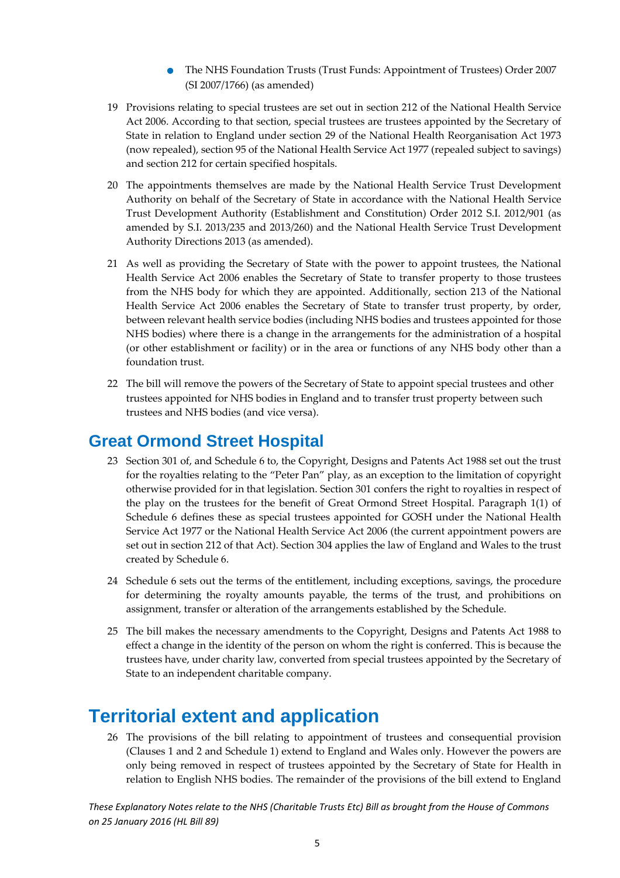- The NHS Foundation Trusts (Trust Funds: Appointment of Trustees) Order 2007 (SI 2007/1766) (as amended)

19 Provisions relating to special trustees are set out in section 212 of the National Health Service Act 2006. According to that section, special trustees are trustees appointed by the Secretary of State in relation to England under section 29 of the National Health Reorganisation Act 1973 (now repealed), section 95 of the National Health Service Act 1977 (repealed subject to savings) and section 212 for certain specified hospitals.

20 The appointments themselves are made by the National Health Service Trust Development Authority on behalf of the Secretary of State in accordance with the National Health Service Trust Development Authority (Establishment and Constitution) Order 2012 S.I. 2012/901 (as amended by S.I. 2013/235 and 2013/260) and the National Health Service Trust Development Authority Directions 2013 (as amended).

21 As well as providing the Secretary of State with the power to appoint trustees, the National Health Service Act 2006 enables the Secretary of State to transfer property to those trustees from the NHS body for which they are appointed. Additionally, section 213 of the National Health Service Act 2006 enables the Secretary of State to transfer trust property, by order, between relevant health service bodies (including NHS bodies and trustees appointed for those NHS bodies) where there is a change in the arrangements for the administration of a hospital (or other establishment or facility) or in the area or functions of any NHS body other than a foundation trust.

22 The bill will remove the powers of the Secretary of State to appoint special trustees and other trustees appointed for NHS bodies in England and to transfer trust property between such trustees and NHS bodies (and vice versa).

## Great Ormond Street Hospital

23 Section 301 of, and Schedule 6 to, the Copyright, Designs and Patents Act 1988 set out the trust for the royalties relating to the "Peter Pan" play, as an exception to the limitation of copyright otherwise provided for in that legislation. Section 301 confers the right to royalties in respect of the play on the trustees for the benefit of Great Ormond Street Hospital. Paragraph 1(1) of Schedule 6 defines these as special trustees appointed for GOSH under the National Health Service Act 1977 or the National Health Service Act 2006 (the current appointment powers are set out in section 212 of that Act). Section 304 applies the law of England and Wales to the trust created by Schedule 6.

24 Schedule 6 sets out the terms of the entitlement, including exceptions, savings, the procedure for determining the royalty amounts payable, the terms of the trust, and prohibitions on assignment, transfer or alteration of the arrangements established by the Schedule.

25 The bill makes the necessary amendments to the Copyright, Designs and Patents Act 1988 to effect a change in the identity of the person on whom the right is conferred. This is because the trustees have, under charity law, converted from special trustees appointed by the Secretary of State to an independent charitable company.

# Territorial extent and application

26 The provisions of the bill relating to appointment of trustees and consequential provision (Clauses 1 and 2 and Schedule 1) extend to England and Wales only. However the powers are only being removed in respect of trustees appointed by the Secretary of State for Health in relation to English NHS bodies. The remainder of the provisions of the bill extend to England

*These Explanatory Notes relate to the NHS (Charitable Trusts Etc) Bill as brought from the House of Commons on 25 January 2016 (HL Bill 89)*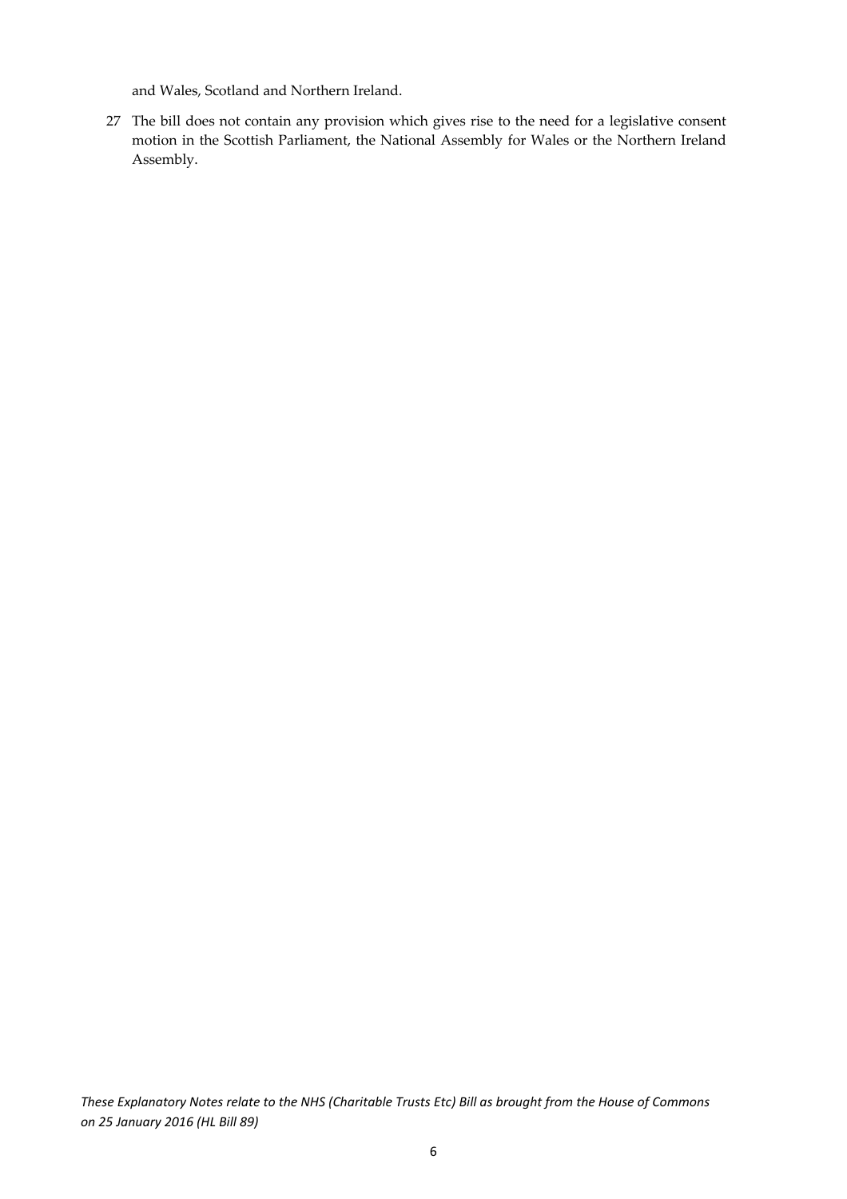and Wales, Scotland and Northern Ireland.

27 The bill does not contain any provision which gives rise to the need for a legislative consent motion in the Scottish Parliament, the National Assembly for Wales or the Northern Ireland Assembly.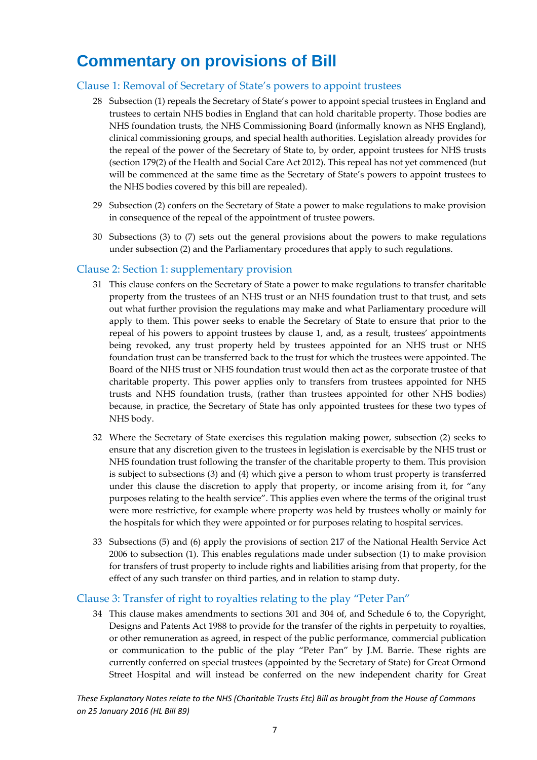# Commentary on provisions of Bill

## Clause 1: Removal of Secretary of State's powers to appoint trustees

28 Subsection (1) repeals the Secretary of State's power to appoint special trustees in England and trustees to certain NHS bodies in England that can hold charitable property. Those bodies are NHS foundation trusts, the NHS Commissioning Board (informally known as NHS England), clinical commissioning groups, and special health authorities. Legislation already provides for the repeal of the power of the Secretary of State to, by order, appoint trustees for NHS trusts (section 179(2) of the Health and Social Care Act 2012). This repeal has not yet commenced (but will be commenced at the same time as the Secretary of State's powers to appoint trustees to the NHS bodies covered by this bill are repealed).

29 Subsection (2) confers on the Secretary of State a power to make regulations to make provision in consequence of the repeal of the appointment of trustee powers.

30 Subsections (3) to (7) sets out the general provisions about the powers to make regulations under subsection (2) and the Parliamentary procedures that apply to such regulations.

## Clause 2: Section 1: supplementary provision

31 This clause confers on the Secretary of State a power to make regulations to transfer charitable property from the trustees of an NHS trust or an NHS foundation trust to that trust, and sets out what further provision the regulations may make and what Parliamentary procedure will apply to them. This power seeks to enable the Secretary of State to ensure that prior to the repeal of his powers to appoint trustees by clause 1, and, as a result, trustees' appointments being revoked, any trust property held by trustees appointed for an NHS trust or NHS foundation trust can be transferred back to the trust for which the trustees were appointed. The Board of the NHS trust or NHS foundation trust would then act as the corporate trustee of that charitable property. This power applies only to transfers from trustees appointed for NHS trusts and NHS foundation trusts, (rather than trustees appointed for other NHS bodies) because, in practice, the Secretary of State has only appointed trustees for these two types of NHS body.

32 Where the Secretary of State exercises this regulation making power, subsection (2) seeks to ensure that any discretion given to the trustees in legislation is exercisable by the NHS trust or NHS foundation trust following the transfer of the charitable property to them. This provision is subject to subsections (3) and (4) which give a person to whom trust property is transferred under this clause the discretion to apply that property, or income arising from it, for "any purposes relating to the health service". This applies even where the terms of the original trust were more restrictive, for example where property was held by trustees wholly or mainly for the hospitals for which they were appointed or for purposes relating to hospital services.

33 Subsections (5) and (6) apply the provisions of section 217 of the National Health Service Act 2006 to subsection (1). This enables regulations made under subsection (1) to make provision for transfers of trust property to include rights and liabilities arising from that property, for the effect of any such transfer on third parties, and in relation to stamp duty.

## Clause 3: Transfer of right to royalties relating to the play "Peter Pan"

34 This clause makes amendments to sections 301 and 304 of, and Schedule 6 to, the Copyright, Designs and Patents Act 1988 to provide for the transfer of the rights in perpetuity to royalties, or other remuneration as agreed, in respect of the public performance, commercial publication or communication to the public of the play "Peter Pan" by J.M. Barrie. These rights are currently conferred on special trustees (appointed by the Secretary of State) for Great Ormond Street Hospital and will instead be conferred on the new independent charity for Great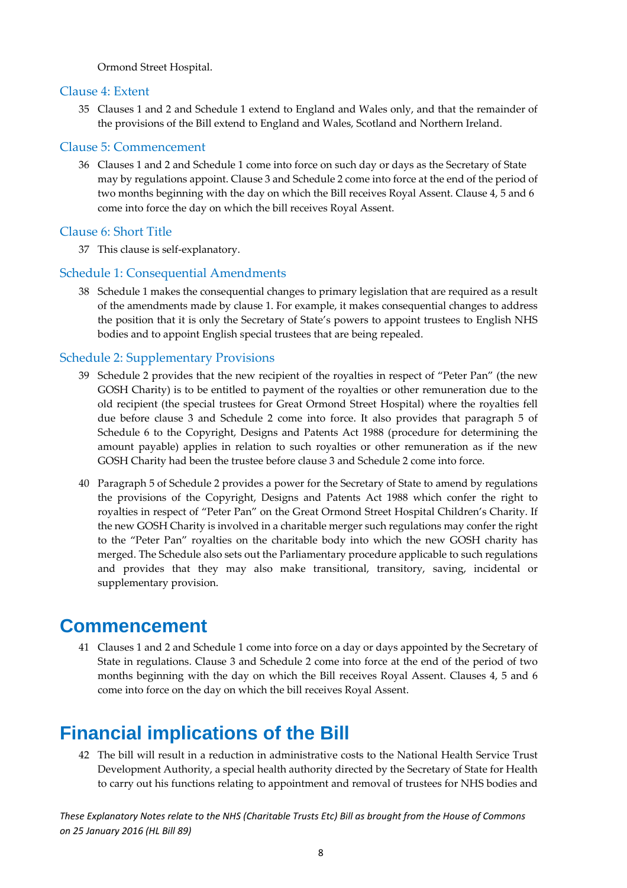Ormond Street Hospital.

### Clause 4: Extent

35 Clauses 1 and 2 and Schedule 1 extend to England and Wales only, and that the remainder of the provisions of the Bill extend to England and Wales, Scotland and Northern Ireland.

### Clause 5: Commencement

36 Clauses 1 and 2 and Schedule 1 come into force on such day or days as the Secretary of State may by regulations appoint. Clause 3 and Schedule 2 come into force at the end of the period of two months beginning with the day on which the Bill receives Royal Assent. Clause 4, 5 and 6 come into force the day on which the bill receives Royal Assent.

### Clause 6: Short Title

37 This clause is self-explanatory.

### Schedule 1: Consequential Amendments

38 Schedule 1 makes the consequential changes to primary legislation that are required as a result of the amendments made by clause 1. For example, it makes consequential changes to address the position that it is only the Secretary of State's powers to appoint trustees to English NHS bodies and to appoint English special trustees that are being repealed.

### Schedule 2: Supplementary Provisions

39 Schedule 2 provides that the new recipient of the royalties in respect of "Peter Pan" (the new GOSH Charity) is to be entitled to payment of the royalties or other remuneration due to the old recipient (the special trustees for Great Ormond Street Hospital) where the royalties fell due before clause 3 and Schedule 2 come into force. It also provides that paragraph 5 of Schedule 6 to the Copyright, Designs and Patents Act 1988 (procedure for determining the amount payable) applies in relation to such royalties or other remuneration as if the new GOSH Charity had been the trustee before clause 3 and Schedule 2 come into force.

40 Paragraph 5 of Schedule 2 provides a power for the Secretary of State to amend by regulations the provisions of the Copyright, Designs and Patents Act 1988 which confer the right to royalties in respect of "Peter Pan" on the Great Ormond Street Hospital Children's Charity. If the new GOSH Charity is involved in a charitable merger such regulations may confer the right to the "Peter Pan" royalties on the charitable body into which the new GOSH charity has merged. The Schedule also sets out the Parliamentary procedure applicable to such regulations and provides that they may also make transitional, transitory, saving, incidental or supplementary provision.

## Commencement

41 Clauses 1 and 2 and Schedule 1 come into force on a day or days appointed by the Secretary of State in regulations. Clause 3 and Schedule 2 come into force at the end of the period of two months beginning with the day on which the Bill receives Royal Assent. Clauses 4, 5 and 6 come into force on the day on which the bill receives Royal Assent.

## Financial implications of the Bill

42 The bill will result in a reduction in administrative costs to the National Health Service Trust Development Authority, a special health authority directed by the Secretary of State for Health to carry out his functions relating to appointment and removal of trustees for NHS bodies and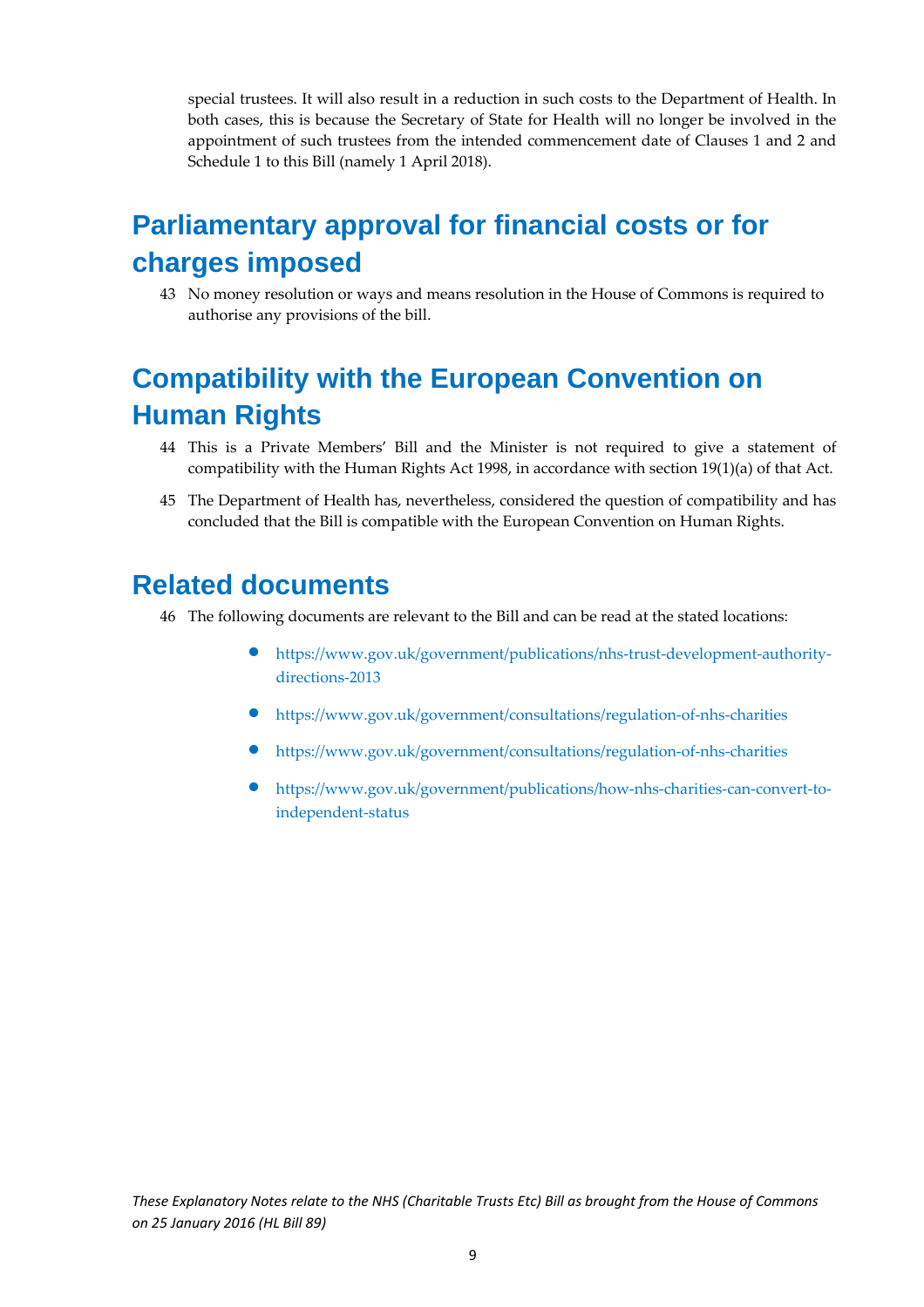special trustees. It will also result in a reduction in such costs to the Department of Health. In both cases, this is because the Secretary of State for Health will no longer be involved in the appointment of such trustees from the intended commencement date of Clauses 1 and 2 and Schedule 1 to this Bill (namely 1 April 2018).

# Parliamentary approval for financial costs or for charges imposed

43 No money resolution or ways and means resolution in the House of Commons is required to authorise any provisions of the bill.

# Compatibility with the European Convention on Human Rights

44 This is a Private Members' Bill and the Minister is not required to give a statement of compatibility with the Human Rights Act 1998, in accordance with section 19(1)(a) of that Act.

45 The Department of Health has, nevertheless, considered the question of compatibility and has concluded that the Bill is compatible with the European Convention on Human Rights.

# Related documents

46 The following documents are relevant to the Bill and can be read at the stated locations:

- https://www.gov.uk/government/publications/nhs-trust-development-authority-directions-2013
- https://www.gov.uk/government/consultations/regulation-of-nhs-charities
- https://www.gov.uk/government/consultations/regulation-of-nhs-charities
- https://www.gov.uk/government/publications/how-nhs-charities-can-convert-to-independent-status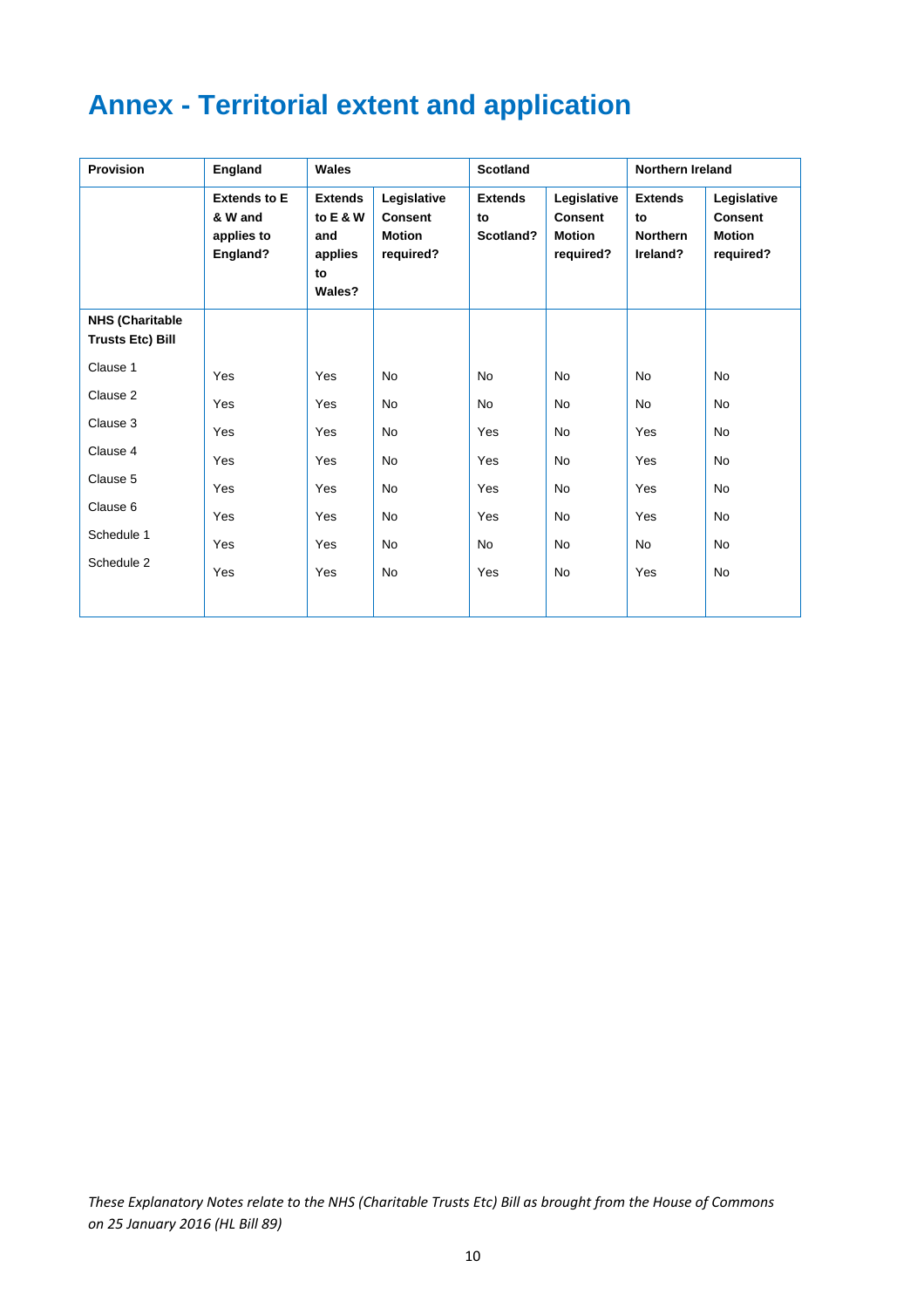# Annex - Territorial extent and application

| Provision | England | Wales | | Scotland | | Northern Ireland | |
|---|---|---|---|---|---|---|---|
| | **Extends to E & W and applies to England?** | **Extends to E & W and applies to Wales?** | **Legislative Consent Motion required?** | **Extends to Scotland?** | **Legislative Consent Motion required?** | **Extends to Northern Ireland?** | **Legislative Consent Motion required?** |
| **NHS (Charitable Trusts Etc) Bill** | | | | | | | |
| Clause 1 | Yes | Yes | No | No | No | No | No |
| Clause 2 | Yes | Yes | No | No | No | No | No |
| Clause 3 | Yes | Yes | No | Yes | No | Yes | No |
| Clause 4 | Yes | Yes | No | Yes | No | Yes | No |
| Clause 5 | Yes | Yes | No | Yes | No | Yes | No |
| Clause 6 | Yes | Yes | No | Yes | No | Yes | No |
| Schedule 1 | Yes | Yes | No | No | No | No | No |
| Schedule 2 | Yes | Yes | No | Yes | No | Yes | No |

*These Explanatory Notes relate to the NHS (Charitable Trusts Etc) Bill as brought from the House of Commons on 25 January 2016 (HL Bill 89)*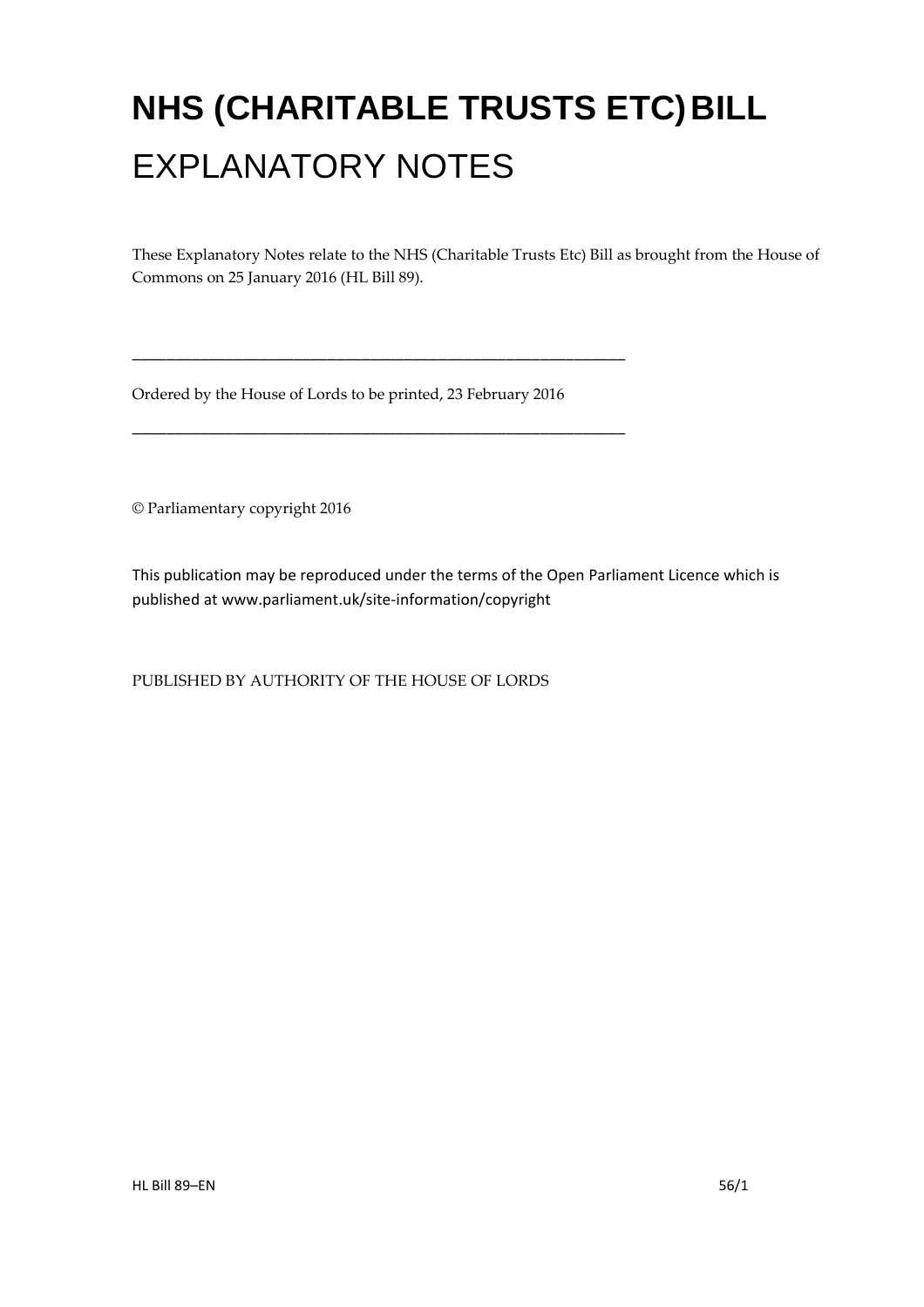# NHS (CHARITABLE TRUSTS ETC) BILL

# EXPLANATORY NOTES

These Explanatory Notes relate to the NHS (Charitable Trusts Etc) Bill as brought from the House of Commons on 25 January 2016 (HL Bill 89).

---

Ordered by the House of Lords to be printed, 23 February 2016

---

© Parliamentary copyright 2016

This publication may be reproduced under the terms of the Open Parliament Licence which is published at www.parliament.uk/site-information/copyright

PUBLISHED BY AUTHORITY OF THE HOUSE OF LORDS

HL Bill 89–EN 56/1